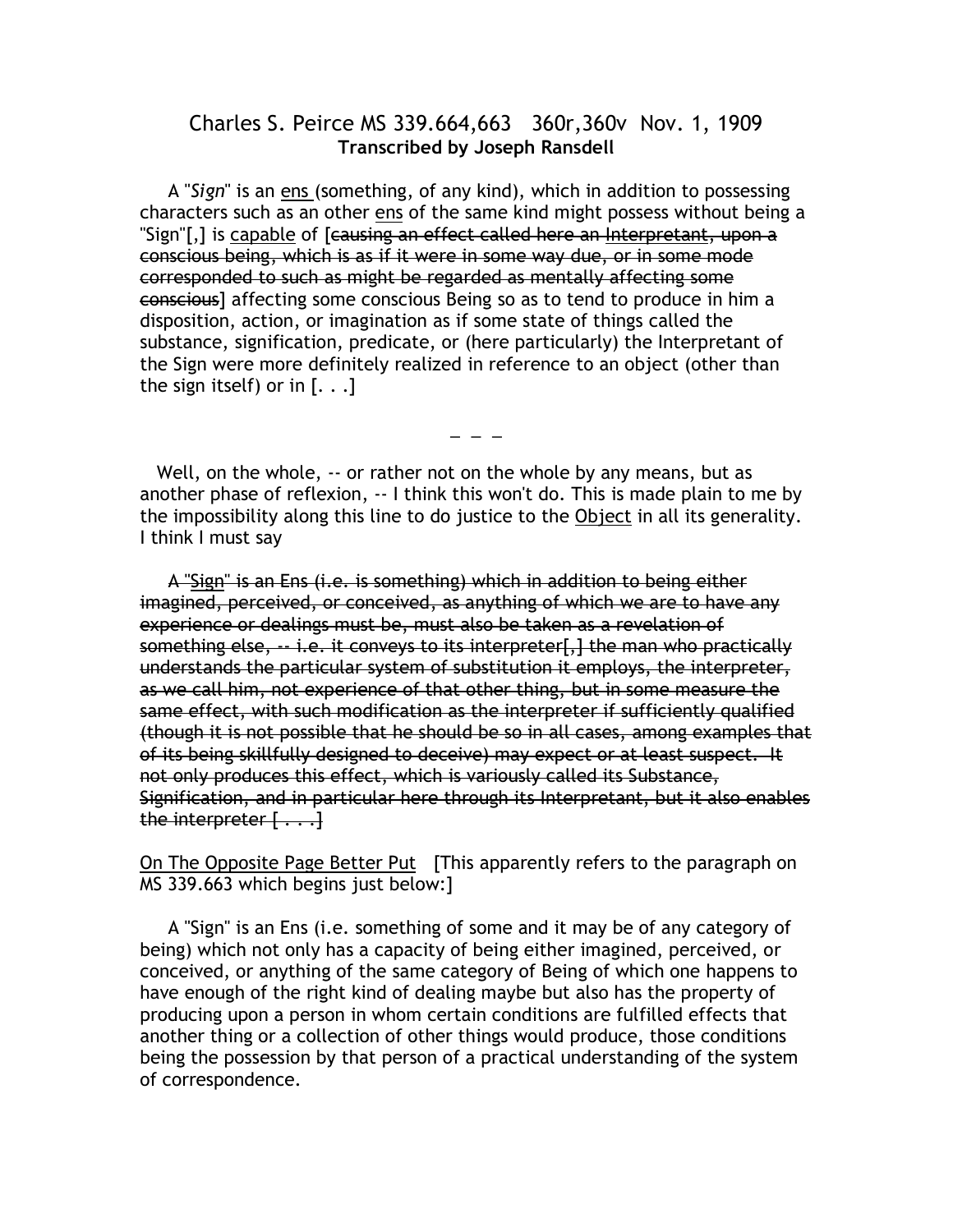Charles S. Peirce MS 339.664,663 360r,360v Nov. 1, 1909
**Transcribed by Joseph Ransdell**

A "*Sign*" is an <u>ens</u> (something, of any kind), which in addition to possessing characters such as an other <u>ens</u> of the same kind might possess without being a "Sign"[,] is <u>capable</u> of [~~causing an effect called here an Interpretant, upon a conscious being, which is as if it were in some way due, or in some mode corresponded to such as might be regarded as mentally affecting some conscious~~] affecting some conscious Being so as to tend to produce in him a disposition, action, or imagination as if some state of things called the substance, signification, predicate, or (here particularly) the Interpretant of the Sign were more definitely realized in reference to an object (other than the sign itself) or in [. . .]

— — —

Well, on the whole, -- or rather not on the whole by any means, but as another phase of reflexion, -- I think this won't do. This is made plain to me by the impossibility along this line to do justice to the <u>Object</u> in all its generality. I think I must say

~~A "Sign" is an Ens (i.e. is something) which in addition to being either imagined, perceived, or conceived, as anything of which we are to have any experience or dealings must be, must also be taken as a revelation of something else, -- i.e. it conveys to its interpreter[,] the man who practically understands the particular system of substitution it employs, the interpreter, as we call him, not experience of that other thing, but in some measure the same effect, with such modification as the interpreter if sufficiently qualified (though it is not possible that he should be so in all cases, among examples that of its being skillfully designed to deceive) may expect or at least suspect. It not only produces this effect, which is variously called its Substance, Signification, and in particular here through its Interpretant, but it also enables the interpreter [. . .]~~

<u>On The Opposite Page Better Put</u> [This apparently refers to the paragraph on MS 339.663 which begins just below:]

A "Sign" is an Ens (i.e. something of some and it may be of any category of being) which not only has a capacity of being either imagined, perceived, or conceived, or anything of the same category of Being of which one happens to have enough of the right kind of dealing maybe but also has the property of producing upon a person in whom certain conditions are fulfilled effects that another thing or a collection of other things would produce, those conditions being the possession by that person of a practical understanding of the system of correspondence.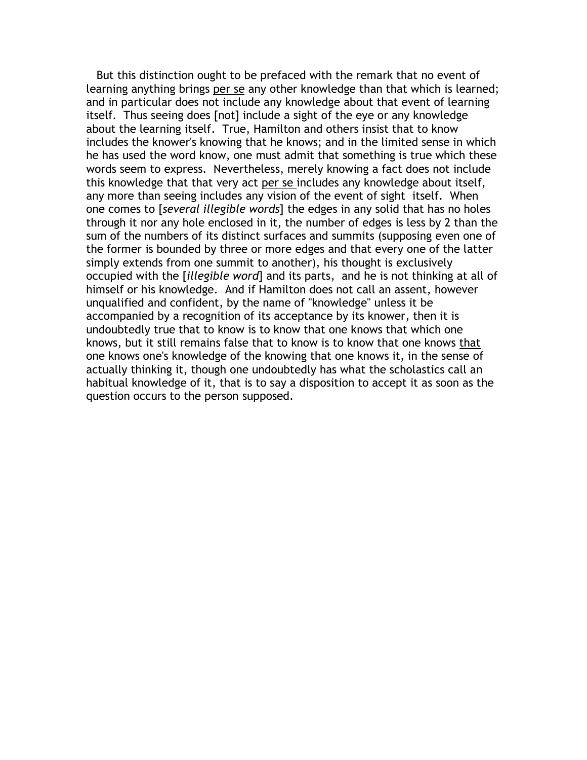But this distinction ought to be prefaced with the remark that no event of learning anything brings <u>per se</u> any other knowledge than that which is learned; and in particular does not include any knowledge about that event of learning itself. Thus seeing does [not] include a sight of the eye or any knowledge about the learning itself. True, Hamilton and others insist that to know includes the knower's knowing that he knows; and in the limited sense in which he has used the word know, one must admit that something is true which these words seem to express. Nevertheless, merely knowing a fact does not include this knowledge that that very act <u>per se</u> includes any knowledge about itself, any more than seeing includes any vision of the event of sight itself. When one comes to [*several illegible words*] the edges in any solid that has no holes through it nor any hole enclosed in it, the number of edges is less by 2 than the sum of the numbers of its distinct surfaces and summits (supposing even one of the former is bounded by three or more edges and that every one of the latter simply extends from one summit to another), his thought is exclusively occupied with the [*illegible word*] and its parts, and he is not thinking at all of himself or his knowledge. And if Hamilton does not call an assent, however unqualified and confident, by the name of "knowledge" unless it be accompanied by a recognition of its acceptance by its knower, then it is undoubtedly true that to know is to know that one knows that which one knows, but it still remains false that to know is to know that one knows <u>that one knows</u> one's knowledge of the knowing that one knows it, in the sense of actually thinking it, though one undoubtedly has what the scholastics call an habitual knowledge of it, that is to say a disposition to accept it as soon as the question occurs to the person supposed.